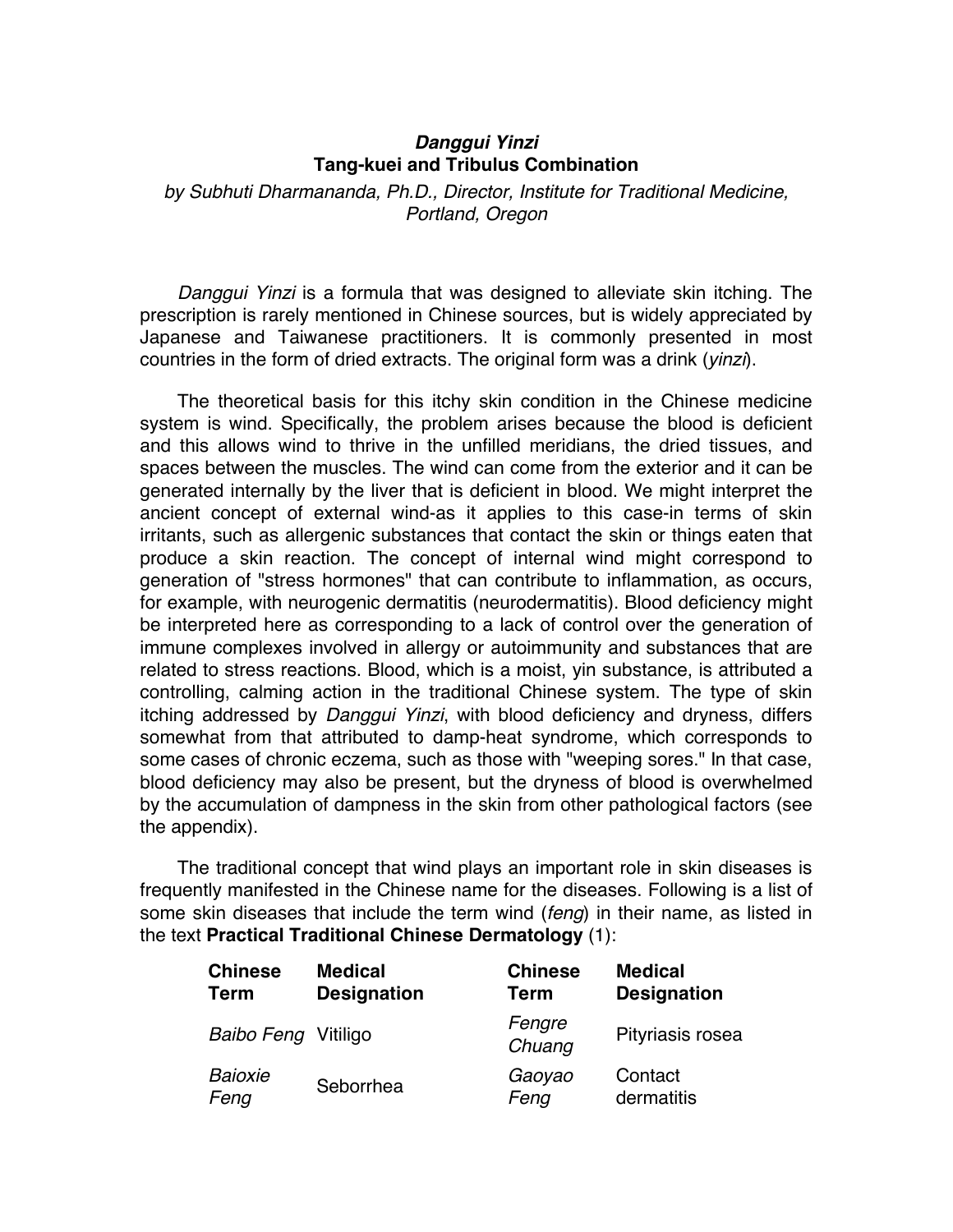# *Danggui Yinzi*
## Tang-kuei and Tribulus Combination

*by Subhuti Dharmananda, Ph.D., Director, Institute for Traditional Medicine, Portland, Oregon*

*Danggui Yinzi* is a formula that was designed to alleviate skin itching. The prescription is rarely mentioned in Chinese sources, but is widely appreciated by Japanese and Taiwanese practitioners. It is commonly presented in most countries in the form of dried extracts. The original form was a drink (*yinzi*).

The theoretical basis for this itchy skin condition in the Chinese medicine system is wind. Specifically, the problem arises because the blood is deficient and this allows wind to thrive in the unfilled meridians, the dried tissues, and spaces between the muscles. The wind can come from the exterior and it can be generated internally by the liver that is deficient in blood. We might interpret the ancient concept of external wind-as it applies to this case-in terms of skin irritants, such as allergenic substances that contact the skin or things eaten that produce a skin reaction. The concept of internal wind might correspond to generation of "stress hormones" that can contribute to inflammation, as occurs, for example, with neurogenic dermatitis (neurodermatitis). Blood deficiency might be interpreted here as corresponding to a lack of control over the generation of immune complexes involved in allergy or autoimmunity and substances that are related to stress reactions. Blood, which is a moist, yin substance, is attributed a controlling, calming action in the traditional Chinese system. The type of skin itching addressed by *Danggui Yinzi*, with blood deficiency and dryness, differs somewhat from that attributed to damp-heat syndrome, which corresponds to some cases of chronic eczema, such as those with "weeping sores." In that case, blood deficiency may also be present, but the dryness of blood is overwhelmed by the accumulation of dampness in the skin from other pathological factors (see the appendix).

The traditional concept that wind plays an important role in skin diseases is frequently manifested in the Chinese name for the diseases. Following is a list of some skin diseases that include the term wind (*feng*) in their name, as listed in the text **Practical Traditional Chinese Dermatology** (1):

| Chinese Term | Medical Designation | Chinese Term | Medical Designation |
|---|---|---|---|
| *Baibo Feng* | Vitiligo | *Fengre Chuang* | Pityriasis rosea |
| *Baioxie Feng* | Seborrhea | *Gaoyao Feng* | Contact dermatitis |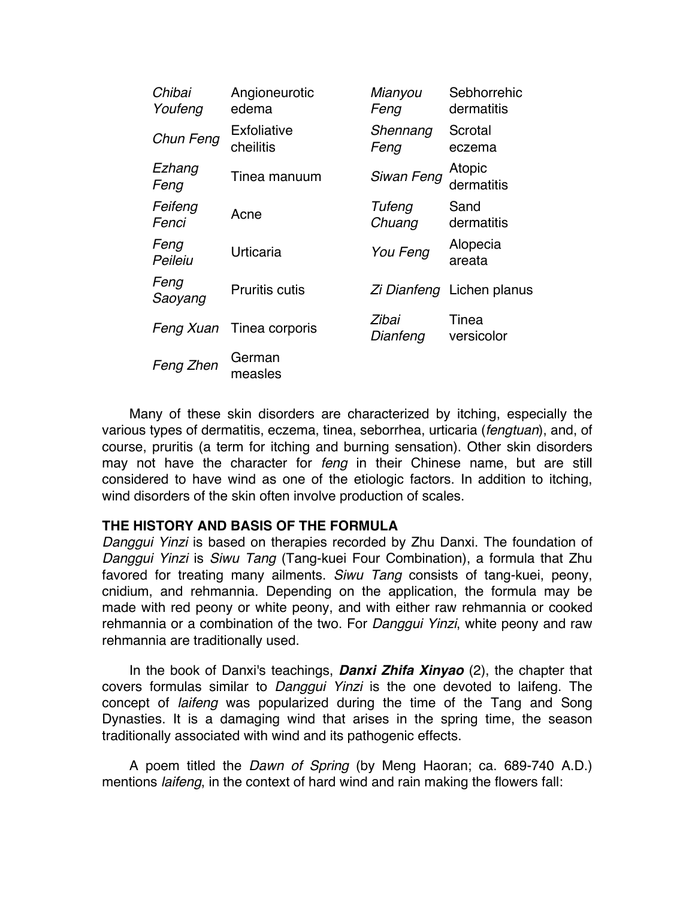| | | | |
|---|---|---|---|
| *Chibai Youfeng* | Angioneurotic edema | *Mianyou Feng* | Sebhorrehic dermatitis |
| *Chun Feng* | Exfoliative cheilitis | *Shennang Feng* | Scrotal eczema |
| *Ezhang Feng* | Tinea manuum | *Siwan Feng* | Atopic dermatitis |
| *Feifeng Fenci* | Acne | *Tufeng Chuang* | Sand dermatitis |
| *Feng Peileiu* | Urticaria | *You Feng* | Alopecia areata |
| *Feng Saoyang* | Pruritis cutis | *Zi Dianfeng* | Lichen planus |
| *Feng Xuan* | Tinea corporis | *Zibai Dianfeng* | Tinea versicolor |
| *Feng Zhen* | German measles | | |

Many of these skin disorders are characterized by itching, especially the various types of dermatitis, eczema, tinea, seborrhea, urticaria (*fengtuan*), and, of course, pruritis (a term for itching and burning sensation). Other skin disorders may not have the character for *feng* in their Chinese name, but are still considered to have wind as one of the etiologic factors. In addition to itching, wind disorders of the skin often involve production of scales.

**THE HISTORY AND BASIS OF THE FORMULA**

*Danggui Yinzi* is based on therapies recorded by Zhu Danxi. The foundation of *Danggui Yinzi* is *Siwu Tang* (Tang-kuei Four Combination), a formula that Zhu favored for treating many ailments. *Siwu Tang* consists of tang-kuei, peony, cnidium, and rehmannia. Depending on the application, the formula may be made with red peony or white peony, and with either raw rehmannia or cooked rehmannia or a combination of the two. For *Danggui Yinzi*, white peony and raw rehmannia are traditionally used.

In the book of Danxi's teachings, ***Danxi Zhifa Xinyao*** (2), the chapter that covers formulas similar to *Danggui Yinzi* is the one devoted to laifeng. The concept of *laifeng* was popularized during the time of the Tang and Song Dynasties. It is a damaging wind that arises in the spring time, the season traditionally associated with wind and its pathogenic effects.

A poem titled the *Dawn of Spring* (by Meng Haoran; ca. 689-740 A.D.) mentions *laifeng*, in the context of hard wind and rain making the flowers fall: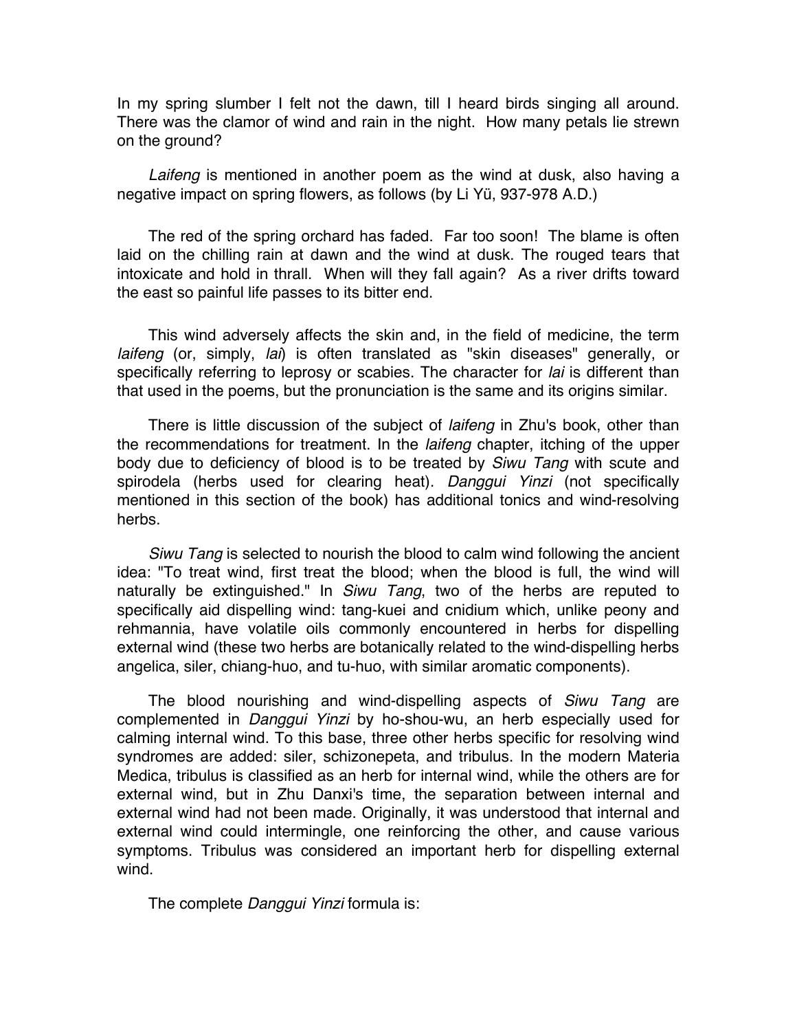In my spring slumber I felt not the dawn, till I heard birds singing all around. There was the clamor of wind and rain in the night. How many petals lie strewn on the ground?

*Laifeng* is mentioned in another poem as the wind at dusk, also having a negative impact on spring flowers, as follows (by Li Yü, 937-978 A.D.)

The red of the spring orchard has faded. Far too soon! The blame is often laid on the chilling rain at dawn and the wind at dusk. The rouged tears that intoxicate and hold in thrall. When will they fall again? As a river drifts toward the east so painful life passes to its bitter end.

This wind adversely affects the skin and, in the field of medicine, the term *laifeng* (or, simply, *lai*) is often translated as "skin diseases" generally, or specifically referring to leprosy or scabies. The character for *lai* is different than that used in the poems, but the pronunciation is the same and its origins similar.

There is little discussion of the subject of *laifeng* in Zhu's book, other than the recommendations for treatment. In the *laifeng* chapter, itching of the upper body due to deficiency of blood is to be treated by *Siwu Tang* with scute and spirodela (herbs used for clearing heat). *Danggui Yinzi* (not specifically mentioned in this section of the book) has additional tonics and wind-resolving herbs.

*Siwu Tang* is selected to nourish the blood to calm wind following the ancient idea: "To treat wind, first treat the blood; when the blood is full, the wind will naturally be extinguished." In *Siwu Tang*, two of the herbs are reputed to specifically aid dispelling wind: tang-kuei and cnidium which, unlike peony and rehmannia, have volatile oils commonly encountered in herbs for dispelling external wind (these two herbs are botanically related to the wind-dispelling herbs angelica, siler, chiang-huo, and tu-huo, with similar aromatic components).

The blood nourishing and wind-dispelling aspects of *Siwu Tang* are complemented in *Danggui Yinzi* by ho-shou-wu, an herb especially used for calming internal wind. To this base, three other herbs specific for resolving wind syndromes are added: siler, schizonepeta, and tribulus. In the modern Materia Medica, tribulus is classified as an herb for internal wind, while the others are for external wind, but in Zhu Danxi's time, the separation between internal and external wind had not been made. Originally, it was understood that internal and external wind could intermingle, one reinforcing the other, and cause various symptoms. Tribulus was considered an important herb for dispelling external wind.

The complete *Danggui Yinzi* formula is: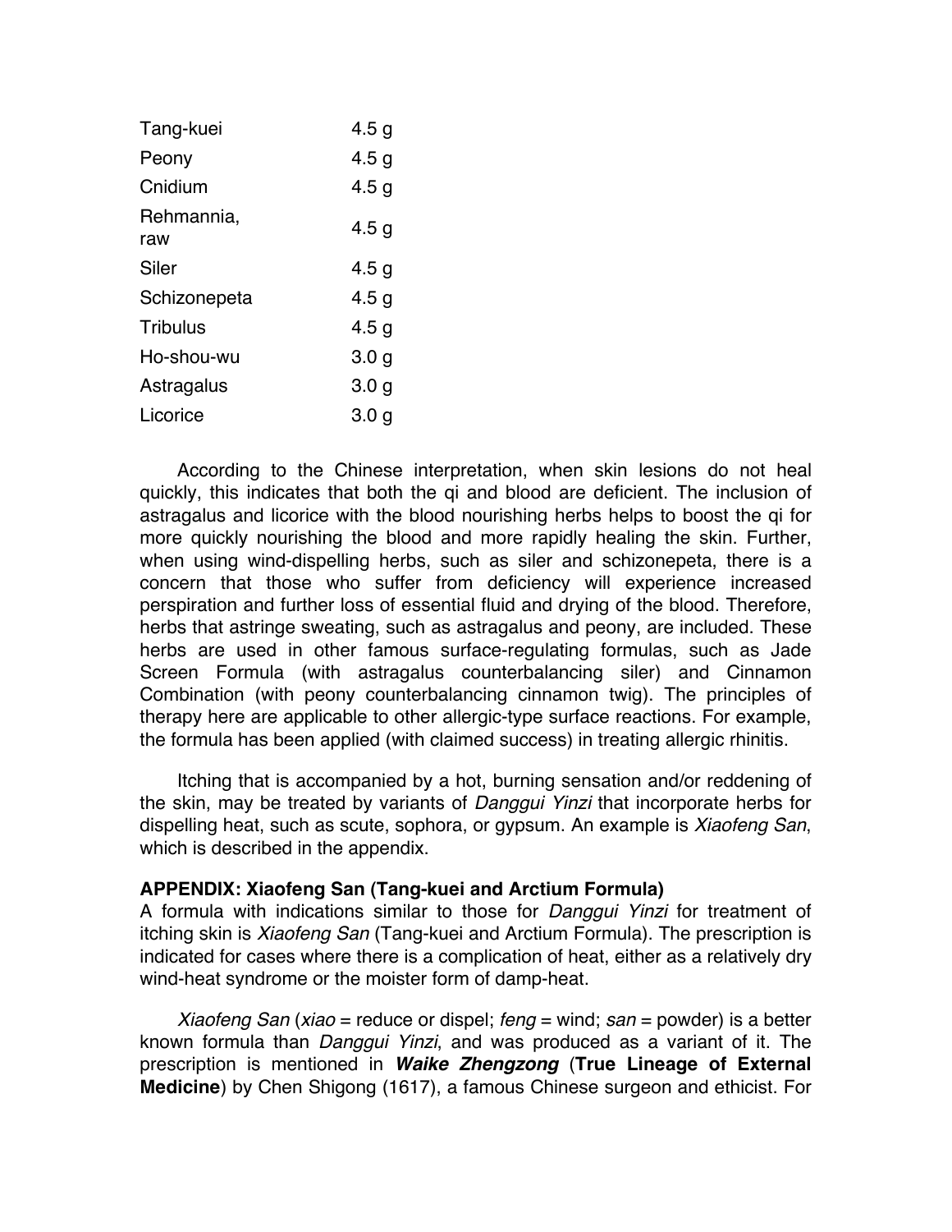| | |
|---|---|
| Tang-kuei | 4.5 g |
| Peony | 4.5 g |
| Cnidium | 4.5 g |
| Rehmannia, raw | 4.5 g |
| Siler | 4.5 g |
| Schizonepeta | 4.5 g |
| Tribulus | 4.5 g |
| Ho-shou-wu | 3.0 g |
| Astragalus | 3.0 g |
| Licorice | 3.0 g |

According to the Chinese interpretation, when skin lesions do not heal quickly, this indicates that both the qi and blood are deficient. The inclusion of astragalus and licorice with the blood nourishing herbs helps to boost the qi for more quickly nourishing the blood and more rapidly healing the skin. Further, when using wind-dispelling herbs, such as siler and schizonepeta, there is a concern that those who suffer from deficiency will experience increased perspiration and further loss of essential fluid and drying of the blood. Therefore, herbs that astringe sweating, such as astragalus and peony, are included. These herbs are used in other famous surface-regulating formulas, such as Jade Screen Formula (with astragalus counterbalancing siler) and Cinnamon Combination (with peony counterbalancing cinnamon twig). The principles of therapy here are applicable to other allergic-type surface reactions. For example, the formula has been applied (with claimed success) in treating allergic rhinitis.

Itching that is accompanied by a hot, burning sensation and/or reddening of the skin, may be treated by variants of *Danggui Yinzi* that incorporate herbs for dispelling heat, such as scute, sophora, or gypsum. An example is *Xiaofeng San*, which is described in the appendix.

**APPENDIX: Xiaofeng San (Tang-kuei and Arctium Formula)**

A formula with indications similar to those for *Danggui Yinzi* for treatment of itching skin is *Xiaofeng San* (Tang-kuei and Arctium Formula). The prescription is indicated for cases where there is a complication of heat, either as a relatively dry wind-heat syndrome or the moister form of damp-heat.

*Xiaofeng San* (*xiao* = reduce or dispel; *feng* = wind; *san* = powder) is a better known formula than *Danggui Yinzi*, and was produced as a variant of it. The prescription is mentioned in ***Waike Zhengzong*** (**True Lineage of External Medicine**) by Chen Shigong (1617), a famous Chinese surgeon and ethicist. For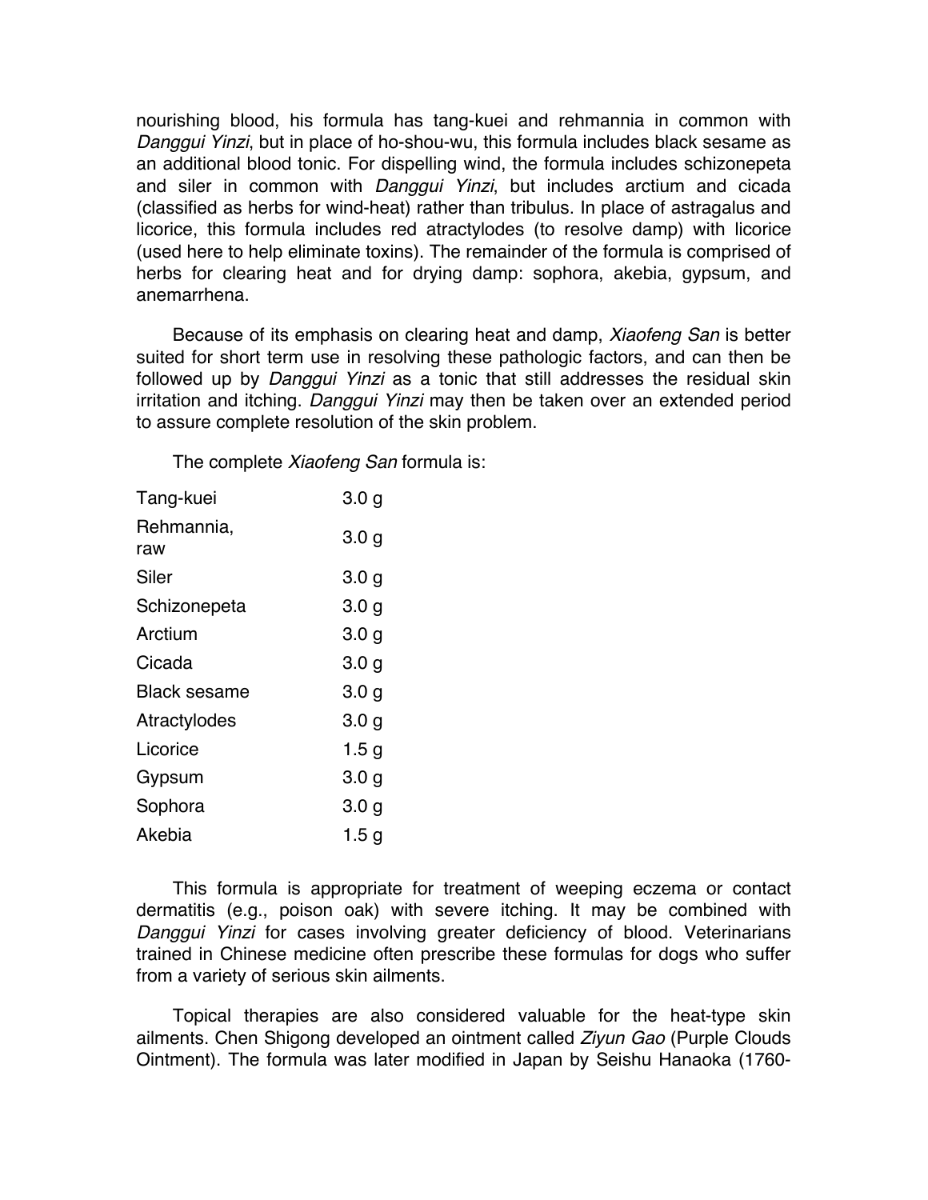nourishing blood, his formula has tang-kuei and rehmannia in common with *Danggui Yinzi*, but in place of ho-shou-wu, this formula includes black sesame as an additional blood tonic. For dispelling wind, the formula includes schizonepeta and siler in common with *Danggui Yinzi*, but includes arctium and cicada (classified as herbs for wind-heat) rather than tribulus. In place of astragalus and licorice, this formula includes red atractylodes (to resolve damp) with licorice (used here to help eliminate toxins). The remainder of the formula is comprised of herbs for clearing heat and for drying damp: sophora, akebia, gypsum, and anemarrhena.

Because of its emphasis on clearing heat and damp, *Xiaofeng San* is better suited for short term use in resolving these pathologic factors, and can then be followed up by *Danggui Yinzi* as a tonic that still addresses the residual skin irritation and itching. *Danggui Yinzi* may then be taken over an extended period to assure complete resolution of the skin problem.

The complete *Xiaofeng San* formula is:

| | |
|---|---|
| Tang-kuei | 3.0 g |
| Rehmannia, raw | 3.0 g |
| Siler | 3.0 g |
| Schizonepeta | 3.0 g |
| Arctium | 3.0 g |
| Cicada | 3.0 g |
| Black sesame | 3.0 g |
| Atractylodes | 3.0 g |
| Licorice | 1.5 g |
| Gypsum | 3.0 g |
| Sophora | 3.0 g |
| Akebia | 1.5 g |

This formula is appropriate for treatment of weeping eczema or contact dermatitis (e.g., poison oak) with severe itching. It may be combined with *Danggui Yinzi* for cases involving greater deficiency of blood. Veterinarians trained in Chinese medicine often prescribe these formulas for dogs who suffer from a variety of serious skin ailments.

Topical therapies are also considered valuable for the heat-type skin ailments. Chen Shigong developed an ointment called *Ziyun Gao* (Purple Clouds Ointment). The formula was later modified in Japan by Seishu Hanaoka (1760-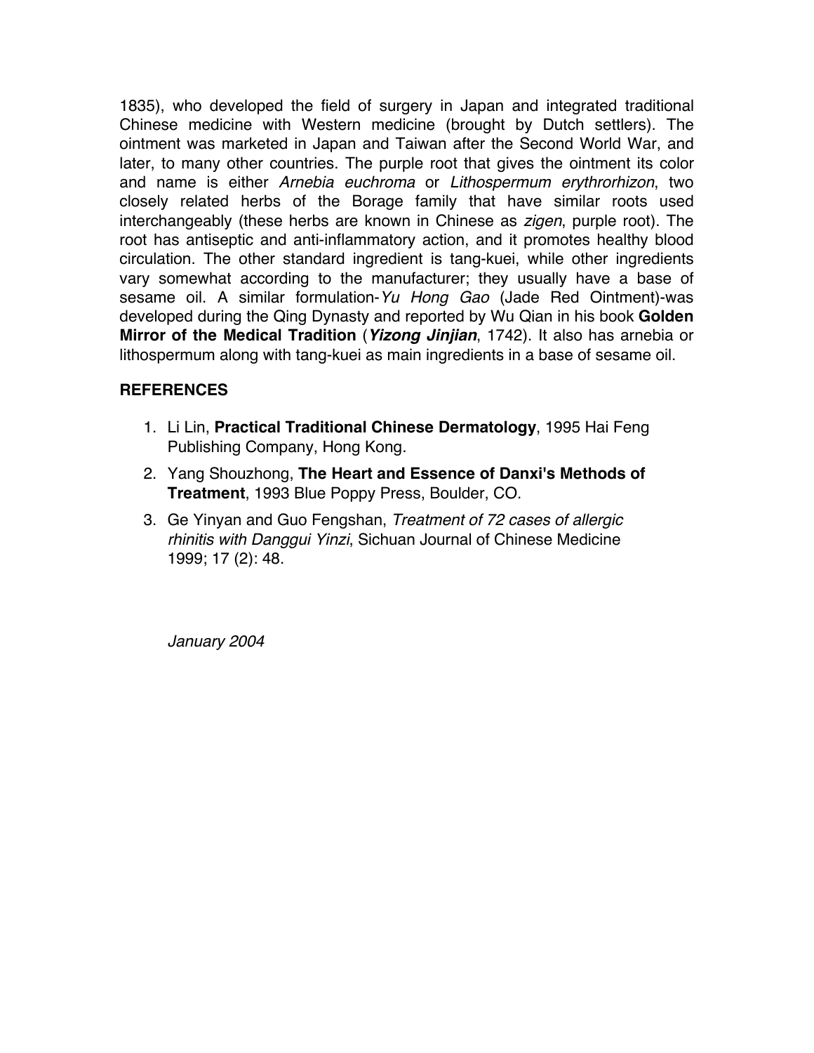1835), who developed the field of surgery in Japan and integrated traditional Chinese medicine with Western medicine (brought by Dutch settlers). The ointment was marketed in Japan and Taiwan after the Second World War, and later, to many other countries. The purple root that gives the ointment its color and name is either *Arnebia euchroma* or *Lithospermum erythrorhizon*, two closely related herbs of the Borage family that have similar roots used interchangeably (these herbs are known in Chinese as *zigen*, purple root). The root has antiseptic and anti-inflammatory action, and it promotes healthy blood circulation. The other standard ingredient is tang-kuei, while other ingredients vary somewhat according to the manufacturer; they usually have a base of sesame oil. A similar formulation-*Yu Hong Gao* (Jade Red Ointment)-was developed during the Qing Dynasty and reported by Wu Qian in his book **Golden Mirror of the Medical Tradition** (***Yizong Jinjian***, 1742). It also has arnebia or lithospermum along with tang-kuei as main ingredients in a base of sesame oil.

## REFERENCES

1. Li Lin, **Practical Traditional Chinese Dermatology**, 1995 Hai Feng Publishing Company, Hong Kong.
2. Yang Shouzhong, **The Heart and Essence of Danxi's Methods of Treatment**, 1993 Blue Poppy Press, Boulder, CO.
3. Ge Yinyan and Guo Fengshan, *Treatment of 72 cases of allergic rhinitis with Danggui Yinzi*, Sichuan Journal of Chinese Medicine 1999; 17 (2): 48.

*January 2004*